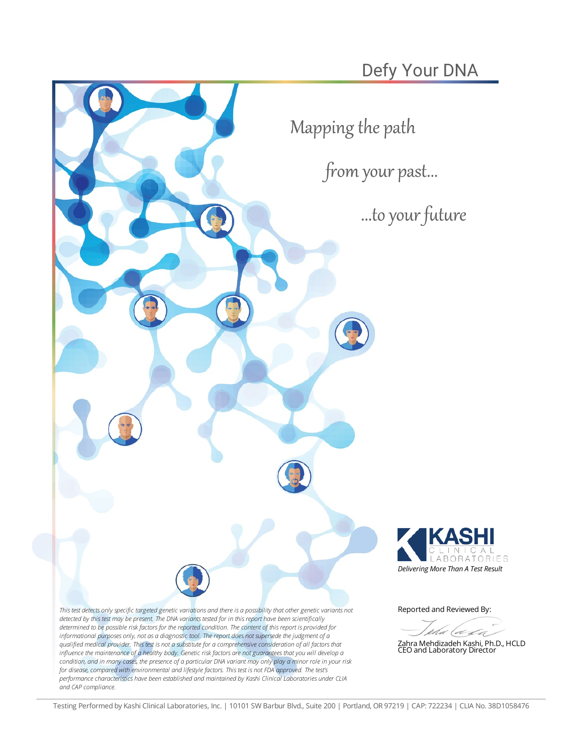# Defy Your DNA

*Mapping the path*

*from your past...*

*...to your future*

KASHI CLINICAL LABORATORIES

*Delivering More Than A Test Result*

*This test detects only specific targeted genetic variations and there is a possibility that other genetic variants not detected by this test may be present. The DNA variants tested for in this report have been scientifically determined to be possible risk factors for the reported condition. The content of this report is provided for informational purposes only, not as a diagnostic tool. The report does not supersede the judgment of a qualified medical provider. This test is not a substitute for a comprehensive consideration of all factors that influence the maintenance of a healthy body. Genetic risk factors are not guarantees that you will develop a condition, and in many cases, the presence of a particular DNA variant may only play a minor role in your risk for disease, compared with environmental and lifestyle factors. This test is not FDA approved. The test's performance characteristics have been established and maintained by Kashi Clinical Laboratories under CLIA and CAP compliance.*

Reported and Reviewed By:

Zahra Mehdizadeh Kashi, Ph.D., HCLD
CEO and Laboratory Director

Testing Performed by Kashi Clinical Laboratories, Inc. | 10101 SW Barbur Blvd., Suite 200 | Portland, OR 97219 | CAP: 722234 | CLIA No. 38D1058476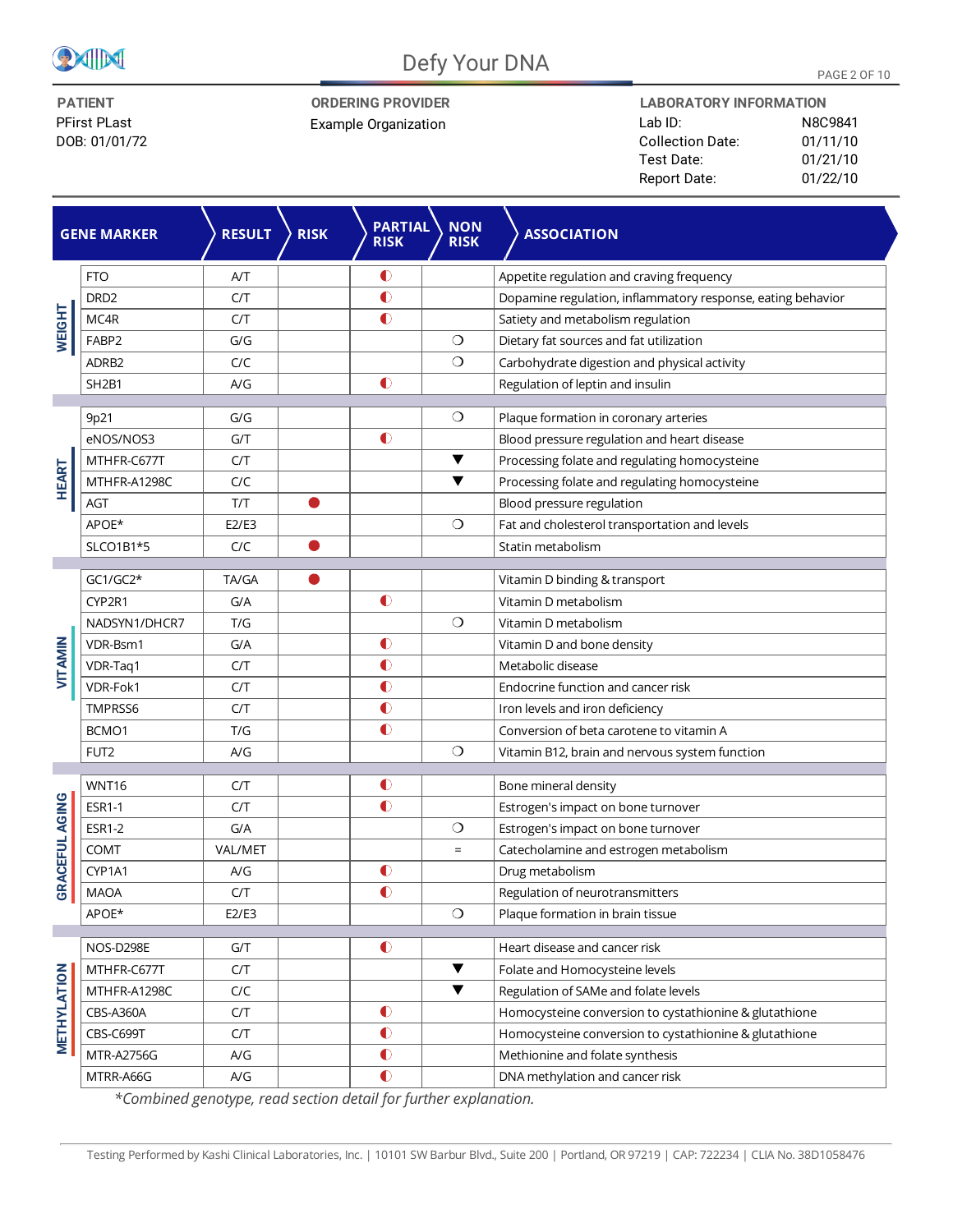| PATIENT | ORDERING PROVIDER | LABORATORY INFORMATION | |
|---|---|---|---|
| PFirst PLast | Example Organization | Lab ID: | N8C9841 |
| DOB: 01/01/72 | | Collection Date: | 01/11/10 |
| | | Test Date: | 01/21/10 |
| | | Report Date: | 01/22/10 |

| | GENE MARKER | RESULT | RISK | PARTIAL RISK | NON RISK | ASSOCIATION |
|---|---|---|---|---|---|---|
| WEIGHT | FTO | A/T | | ◐ | | Appetite regulation and craving frequency |
| | DRD2 | C/T | | ◐ | | Dopamine regulation, inflammatory response, eating behavior |
| | MC4R | C/T | | ◐ | | Satiety and metabolism regulation |
| | FABP2 | G/G | | | ○ | Dietary fat sources and fat utilization |
| | ADRB2 | C/C | | | ○ | Carbohydrate digestion and physical activity |
| | SH2B1 | A/G | | ◐ | | Regulation of leptin and insulin |
| HEART | 9p21 | G/G | | | ○ | Plaque formation in coronary arteries |
| | eNOS/NOS3 | G/T | | ◐ | | Blood pressure regulation and heart disease |
| | MTHFR-C677T | C/T | | | ▼ | Processing folate and regulating homocysteine |
| | MTHFR-A1298C | C/C | | | ▼ | Processing folate and regulating homocysteine |
| | AGT | T/T | ● | | | Blood pressure regulation |
| | APOE* | E2/E3 | | | ○ | Fat and cholesterol transportation and levels |
| | SLCO1B1*5 | C/C | ● | | | Statin metabolism |
| VITAMIN | GC1/GC2* | TA/GA | ● | | | Vitamin D binding & transport |
| | CYP2R1 | G/A | | ◐ | | Vitamin D metabolism |
| | NADSYN1/DHCR7 | T/G | | | ○ | Vitamin D metabolism |
| | VDR-Bsm1 | G/A | | ◐ | | Vitamin D and bone density |
| | VDR-Taq1 | C/T | | ◐ | | Metabolic disease |
| | VDR-Fok1 | C/T | | ◐ | | Endocrine function and cancer risk |
| | TMPRSS6 | C/T | | ◐ | | Iron levels and iron deficiency |
| | BCMO1 | T/G | | ◐ | | Conversion of beta carotene to vitamin A |
| | FUT2 | A/G | | | ○ | Vitamin B12, brain and nervous system function |
| GRACEFUL AGING | WNT16 | C/T | | ◐ | | Bone mineral density |
| | ESR1-1 | C/T | | ◐ | | Estrogen's impact on bone turnover |
| | ESR1-2 | G/A | | | ○ | Estrogen's impact on bone turnover |
| | COMT | VAL/MET | | | = | Catecholamine and estrogen metabolism |
| | CYP1A1 | A/G | | ◐ | | Drug metabolism |
| | MAOA | C/T | | ◐ | | Regulation of neurotransmitters |
| | APOE* | E2/E3 | | | ○ | Plaque formation in brain tissue |
| METHYLATION | NOS-D298E | G/T | | ◐ | | Heart disease and cancer risk |
| | MTHFR-C677T | C/T | | | ▼ | Folate and Homocysteine levels |
| | MTHFR-A1298C | C/C | | | ▼ | Regulation of SAMe and folate levels |
| | CBS-A360A | C/T | | ◐ | | Homocysteine conversion to cystathionine & glutathione |
| | CBS-C699T | C/T | | ◐ | | Homocysteine conversion to cystathionine & glutathione |
| | MTR-A2756G | A/G | | ◐ | | Methionine and folate synthesis |
| | MTRR-A66G | A/G | | ◐ | | DNA methylation and cancer risk |

*Combined genotype, read section detail for further explanation.*

Testing Performed by Kashi Clinical Laboratories, Inc. | 10101 SW Barbur Blvd., Suite 200 | Portland, OR 97219 | CAP: 722234 | CLIA No. 38D1058476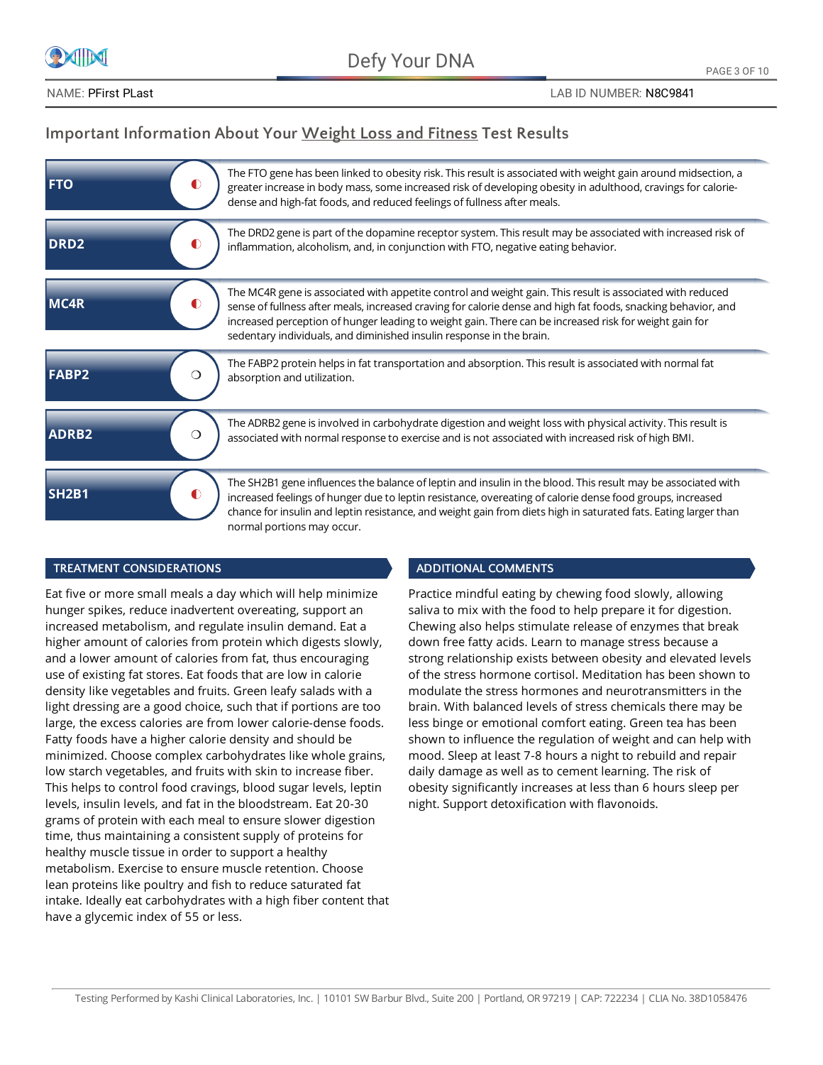NAME: PFirst PLast

LAB ID NUMBER: N8C9841

## Important Information About Your Weight Loss and Fitness Test Results

| | | |
|---|---|---|
| **FTO** | ◐ | The FTO gene has been linked to obesity risk. This result is associated with weight gain around midsection, a greater increase in body mass, some increased risk of developing obesity in adulthood, cravings for calorie-dense and high-fat foods, and reduced feelings of fullness after meals. |
| **DRD2** | ◐ | The DRD2 gene is part of the dopamine receptor system. This result may be associated with increased risk of inflammation, alcoholism, and, in conjunction with FTO, negative eating behavior. |
| **MC4R** | ◐ | The MC4R gene is associated with appetite control and weight gain. This result is associated with reduced sense of fullness after meals, increased craving for calorie dense and high fat foods, snacking behavior, and increased perception of hunger leading to weight gain. There can be increased risk for weight gain for sedentary individuals, and diminished insulin response in the brain. |
| **FABP2** | ○ | The FABP2 protein helps in fat transportation and absorption. This result is associated with normal fat absorption and utilization. |
| **ADRB2** | ○ | The ADRB2 gene is involved in carbohydrate digestion and weight loss with physical activity. This result is associated with normal response to exercise and is not associated with increased risk of high BMI. |
| **SH2B1** | ◐ | The SH2B1 gene influences the balance of leptin and insulin in the blood. This result may be associated with increased feelings of hunger due to leptin resistance, overeating of calorie dense food groups, increased chance for insulin and leptin resistance, and weight gain from diets high in saturated fats. Eating larger than normal portions may occur. |

### TREATMENT CONSIDERATIONS

Eat five or more small meals a day which will help minimize hunger spikes, reduce inadvertent overeating, support an increased metabolism, and regulate insulin demand. Eat a higher amount of calories from protein which digests slowly, and a lower amount of calories from fat, thus encouraging use of existing fat stores. Eat foods that are low in calorie density like vegetables and fruits. Green leafy salads with a light dressing are a good choice, such that if portions are too large, the excess calories are from lower calorie-dense foods. Fatty foods have a higher calorie density and should be minimized. Choose complex carbohydrates like whole grains, low starch vegetables, and fruits with skin to increase fiber. This helps to control food cravings, blood sugar levels, leptin levels, insulin levels, and fat in the bloodstream. Eat 20-30 grams of protein with each meal to ensure slower digestion time, thus maintaining a consistent supply of proteins for healthy muscle tissue in order to support a healthy metabolism. Exercise to ensure muscle retention. Choose lean proteins like poultry and fish to reduce saturated fat intake. Ideally eat carbohydrates with a high fiber content that have a glycemic index of 55 or less.

### ADDITIONAL COMMENTS

Practice mindful eating by chewing food slowly, allowing saliva to mix with the food to help prepare it for digestion. Chewing also helps stimulate release of enzymes that break down free fatty acids. Learn to manage stress because a strong relationship exists between obesity and elevated levels of the stress hormone cortisol. Meditation has been shown to modulate the stress hormones and neurotransmitters in the brain. With balanced levels of stress chemicals there may be less binge or emotional comfort eating. Green tea has been shown to influence the regulation of weight and can help with mood. Sleep at least 7-8 hours a night to rebuild and repair daily damage as well as to cement learning. The risk of obesity significantly increases at less than 6 hours sleep per night. Support detoxification with flavonoids.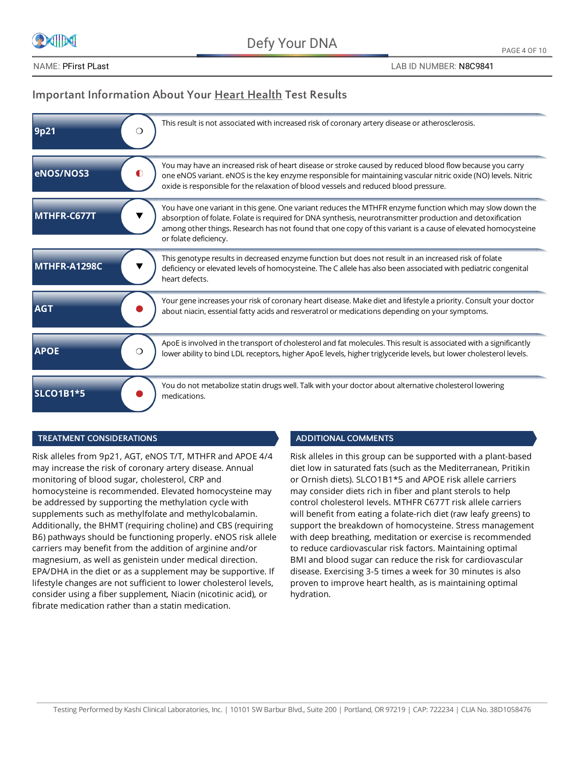NAME: PFirst PLast LAB ID NUMBER: N8C9841

## Important Information About Your Heart Health Test Results

| | | |
|---|---|---|
| **9p21** | ○ | This result is not associated with increased risk of coronary artery disease or atherosclerosis. |
| **eNOS/NOS3** | ◐ | You may have an increased risk of heart disease or stroke caused by reduced blood flow because you carry one eNOS variant. eNOS is the key enzyme responsible for maintaining vascular nitric oxide (NO) levels. Nitric oxide is responsible for the relaxation of blood vessels and reduced blood pressure. |
| **MTHFR-C677T** | ▼ | You have one variant in this gene. One variant reduces the MTHFR enzyme function which may slow down the absorption of folate. Folate is required for DNA synthesis, neurotransmitter production and detoxification among other things. Research has not found that one copy of this variant is a cause of elevated homocysteine or folate deficiency. |
| **MTHFR-A1298C** | ▼ | This genotype results in decreased enzyme function but does not result in an increased risk of folate deficiency or elevated levels of homocysteine. The C allele has also been associated with pediatric congenital heart defects. |
| **AGT** | ● | Your gene increases your risk of coronary heart disease. Make diet and lifestyle a priority. Consult your doctor about niacin, essential fatty acids and resveratrol or medications depending on your symptoms. |
| **APOE** | ○ | ApoE is involved in the transport of cholesterol and fat molecules. This result is associated with a significantly lower ability to bind LDL receptors, higher ApoE levels, higher triglyceride levels, but lower cholesterol levels. |
| **SLCO1B1*5** | ● | You do not metabolize statin drugs well. Talk with your doctor about alternative cholesterol lowering medications. |

### TREATMENT CONSIDERATIONS

Risk alleles from 9p21, AGT, eNOS T/T, MTHFR and APOE 4/4 may increase the risk of coronary artery disease. Annual monitoring of blood sugar, cholesterol, CRP and homocysteine is recommended. Elevated homocysteine may be addressed by supporting the methylation cycle with supplements such as methylfolate and methylcobalamin. Additionally, the BHMT (requiring choline) and CBS (requiring B6) pathways should be functioning properly. eNOS risk allele carriers may benefit from the addition of arginine and/or magnesium, as well as genistein under medical direction. EPA/DHA in the diet or as a supplement may be supportive. If lifestyle changes are not sufficient to lower cholesterol levels, consider using a fiber supplement, Niacin (nicotinic acid), or fibrate medication rather than a statin medication.

### ADDITIONAL COMMENTS

Risk alleles in this group can be supported with a plant-based diet low in saturated fats (such as the Mediterranean, Pritikin or Ornish diets). SLCO1B1*5 and APOE risk allele carriers may consider diets rich in fiber and plant sterols to help control cholesterol levels. MTHFR C677T risk allele carriers will benefit from eating a folate-rich diet (raw leafy greens) to support the breakdown of homocysteine. Stress management with deep breathing, meditation or exercise is recommended to reduce cardiovascular risk factors. Maintaining optimal BMI and blood sugar can reduce the risk for cardiovascular disease. Exercising 3-5 times a week for 30 minutes is also proven to improve heart health, as is maintaining optimal hydration.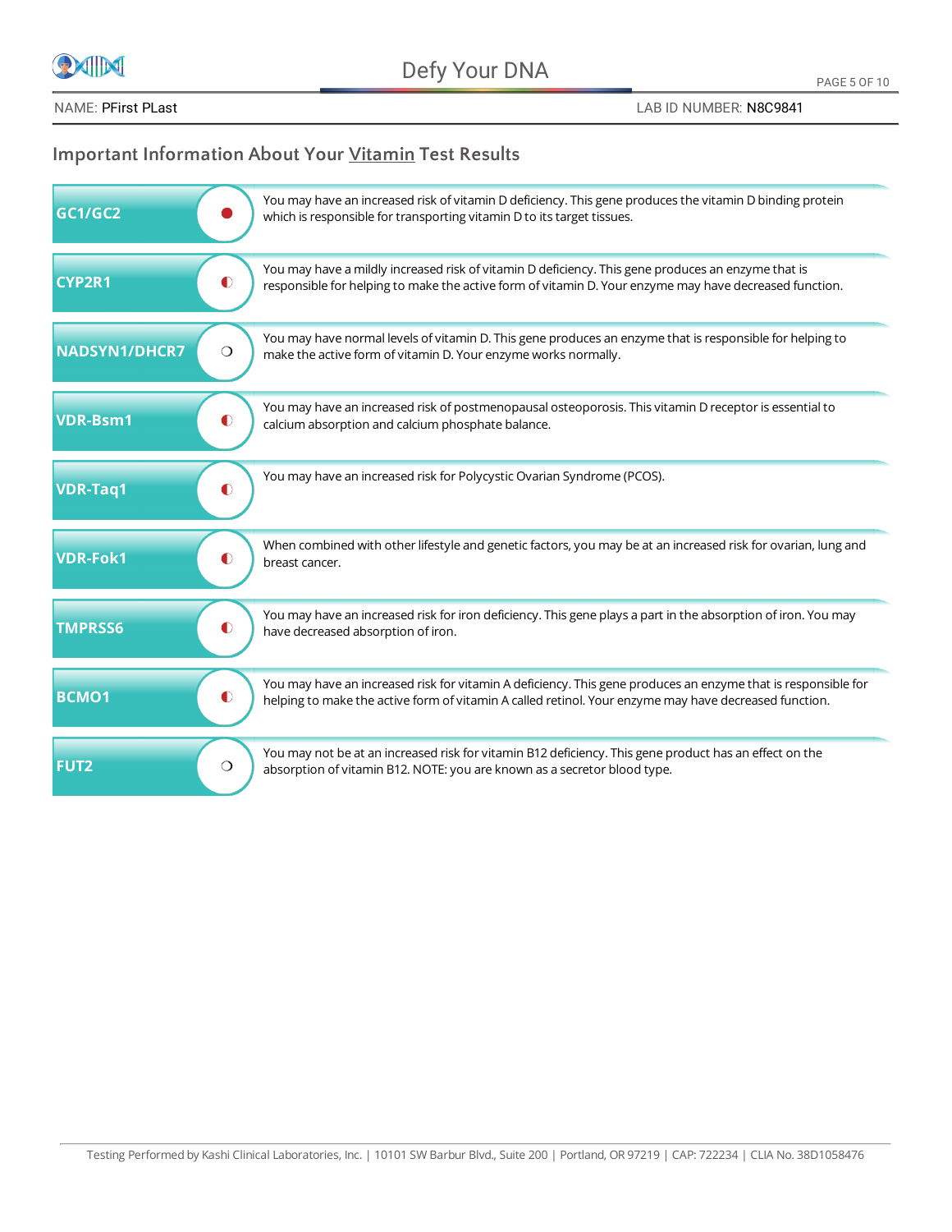NAME: PFirst PLast

LAB ID NUMBER: N8C9841

## Important Information About Your Vitamin Test Results

| | | |
|---|---|---|
| **GC1/GC2** | ● | You may have an increased risk of vitamin D deficiency. This gene produces the vitamin D binding protein which is responsible for transporting vitamin D to its target tissues. |
| **CYP2R1** | ◐ | You may have a mildly increased risk of vitamin D deficiency. This gene produces an enzyme that is responsible for helping to make the active form of vitamin D. Your enzyme may have decreased function. |
| **NADSYN1/DHCR7** | ○ | You may have normal levels of vitamin D. This gene produces an enzyme that is responsible for helping to make the active form of vitamin D. Your enzyme works normally. |
| **VDR-Bsm1** | ◐ | You may have an increased risk of postmenopausal osteoporosis. This vitamin D receptor is essential to calcium absorption and calcium phosphate balance. |
| **VDR-Taq1** | ◐ | You may have an increased risk for Polycystic Ovarian Syndrome (PCOS). |
| **VDR-Fok1** | ◐ | When combined with other lifestyle and genetic factors, you may be at an increased risk for ovarian, lung and breast cancer. |
| **TMPRSS6** | ◐ | You may have an increased risk for iron deficiency. This gene plays a part in the absorption of iron. You may have decreased absorption of iron. |
| **BCMO1** | ◐ | You may have an increased risk for vitamin A deficiency. This gene produces an enzyme that is responsible for helping to make the active form of vitamin A called retinol. Your enzyme may have decreased function. |
| **FUT2** | ○ | You may not be at an increased risk for vitamin B12 deficiency. This gene product has an effect on the absorption of vitamin B12. NOTE: you are known as a secretor blood type. |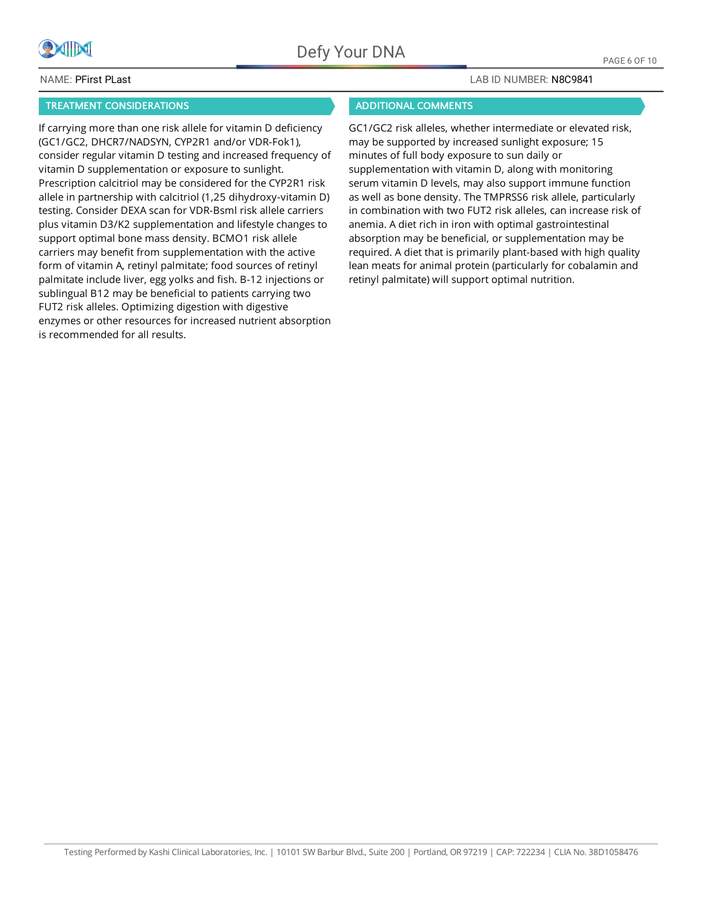NAME: PFirst PLast

LAB ID NUMBER: N8C9841

## TREATMENT CONSIDERATIONS

If carrying more than one risk allele for vitamin D deficiency (GC1/GC2, DHCR7/NADSYN, CYP2R1 and/or VDR-Fok1), consider regular vitamin D testing and increased frequency of vitamin D supplementation or exposure to sunlight. Prescription calcitriol may be considered for the CYP2R1 risk allele in partnership with calcitriol (1,25 dihydroxy-vitamin D) testing. Consider DEXA scan for VDR-Bsml risk allele carriers plus vitamin D3/K2 supplementation and lifestyle changes to support optimal bone mass density. BCMO1 risk allele carriers may benefit from supplementation with the active form of vitamin A, retinyl palmitate; food sources of retinyl palmitate include liver, egg yolks and fish. B-12 injections or sublingual B12 may be beneficial to patients carrying two FUT2 risk alleles. Optimizing digestion with digestive enzymes or other resources for increased nutrient absorption is recommended for all results.

## ADDITIONAL COMMENTS

GC1/GC2 risk alleles, whether intermediate or elevated risk, may be supported by increased sunlight exposure; 15 minutes of full body exposure to sun daily or supplementation with vitamin D, along with monitoring serum vitamin D levels, may also support immune function as well as bone density. The TMPRSS6 risk allele, particularly in combination with two FUT2 risk alleles, can increase risk of anemia. A diet rich in iron with optimal gastrointestinal absorption may be beneficial, or supplementation may be required. A diet that is primarily plant-based with high quality lean meats for animal protein (particularly for cobalamin and retinyl palmitate) will support optimal nutrition.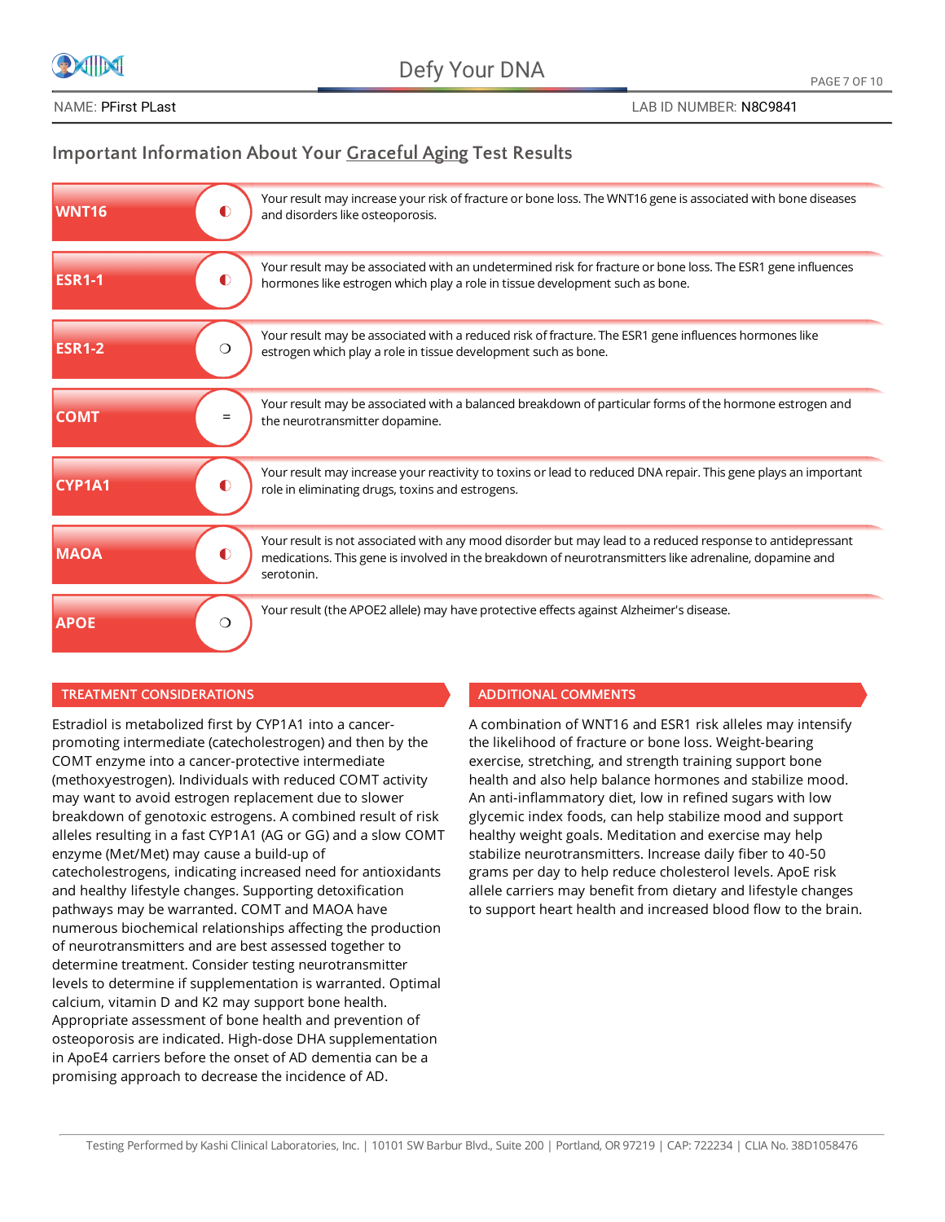NAME: PFirst PLast | LAB ID NUMBER: N8C9841

## Important Information About Your Graceful Aging Test Results

| Gene | Result | Description |
|---|---|---|
| WNT16 | ◐ | Your result may increase your risk of fracture or bone loss. The WNT16 gene is associated with bone diseases and disorders like osteoporosis. |
| ESR1-1 | ◐ | Your result may be associated with an undetermined risk for fracture or bone loss. The ESR1 gene influences hormones like estrogen which play a role in tissue development such as bone. |
| ESR1-2 | ❍ | Your result may be associated with a reduced risk of fracture. The ESR1 gene influences hormones like estrogen which play a role in tissue development such as bone. |
| COMT | = | Your result may be associated with a balanced breakdown of particular forms of the hormone estrogen and the neurotransmitter dopamine. |
| CYP1A1 | ◐ | Your result may increase your reactivity to toxins or lead to reduced DNA repair. This gene plays an important role in eliminating drugs, toxins and estrogens. |
| MAOA | ◐ | Your result is not associated with any mood disorder but may lead to a reduced response to antidepressant medications. This gene is involved in the breakdown of neurotransmitters like adrenaline, dopamine and serotonin. |
| APOE | ❍ | Your result (the APOE2 allele) may have protective effects against Alzheimer's disease. |

### TREATMENT CONSIDERATIONS

Estradiol is metabolized first by CYP1A1 into a cancer-promoting intermediate (catecholestrogen) and then by the COMT enzyme into a cancer-protective intermediate (methoxyestrogen). Individuals with reduced COMT activity may want to avoid estrogen replacement due to slower breakdown of genotoxic estrogens. A combined result of risk alleles resulting in a fast CYP1A1 (AG or GG) and a slow COMT enzyme (Met/Met) may cause a build-up of catecholestrogens, indicating increased need for antioxidants and healthy lifestyle changes. Supporting detoxification pathways may be warranted. COMT and MAOA have numerous biochemical relationships affecting the production of neurotransmitters and are best assessed together to determine treatment. Consider testing neurotransmitter levels to determine if supplementation is warranted. Optimal calcium, vitamin D and K2 may support bone health. Appropriate assessment of bone health and prevention of osteoporosis are indicated. High-dose DHA supplementation in ApoE4 carriers before the onset of AD dementia can be a promising approach to decrease the incidence of AD.

### ADDITIONAL COMMENTS

A combination of WNT16 and ESR1 risk alleles may intensify the likelihood of fracture or bone loss. Weight-bearing exercise, stretching, and strength training support bone health and also help balance hormones and stabilize mood. An anti-inflammatory diet, low in refined sugars with low glycemic index foods, can help stabilize mood and support healthy weight goals. Meditation and exercise may help stabilize neurotransmitters. Increase daily fiber to 40-50 grams per day to help reduce cholesterol levels. ApoE risk allele carriers may benefit from dietary and lifestyle changes to support heart health and increased blood flow to the brain.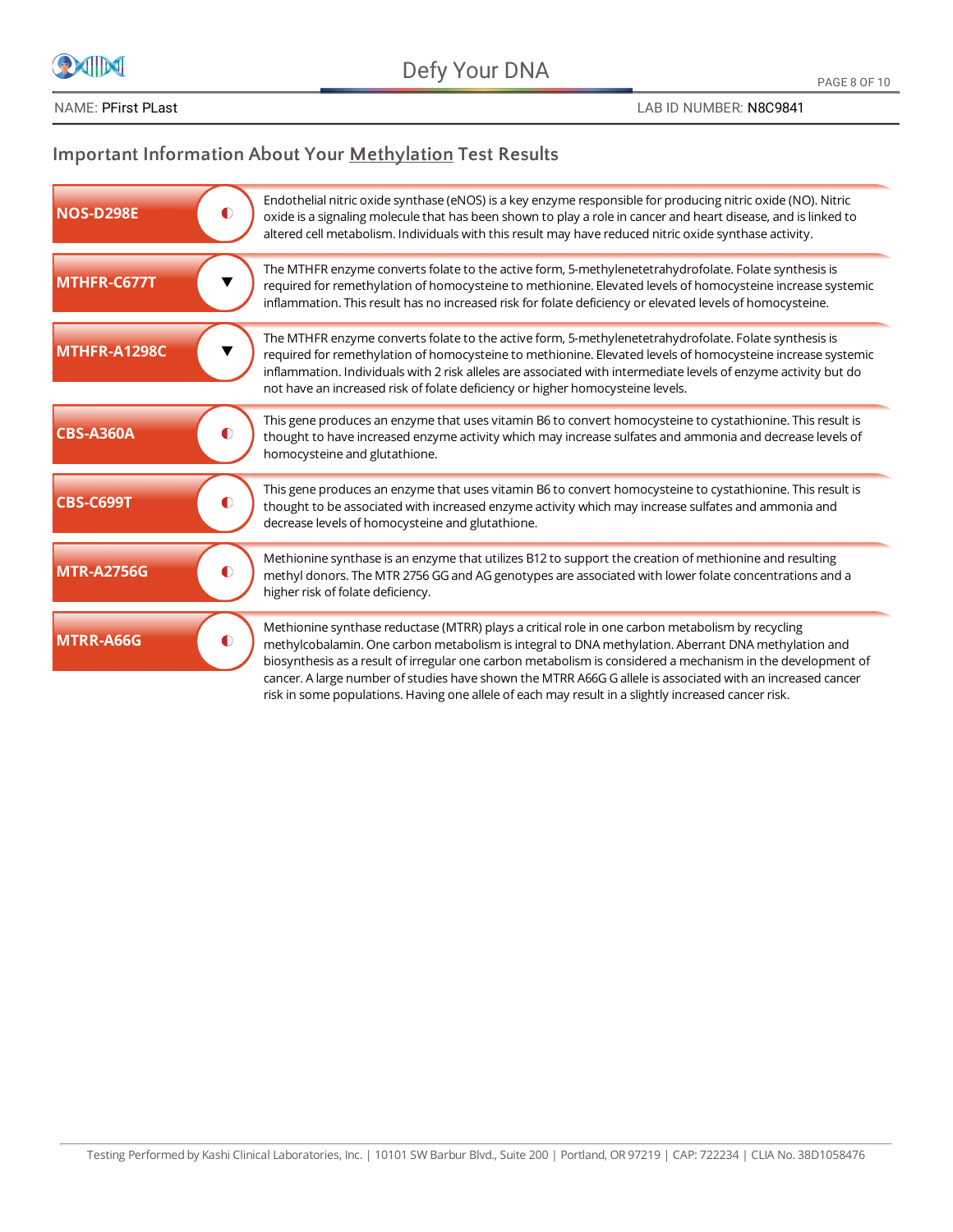NAME: PFirst PLast LAB ID NUMBER: N8C9841

## Important Information About Your Methylation Test Results

| | | |
|---|---|---|
| **NOS-D298E** | ◐ | Endothelial nitric oxide synthase (eNOS) is a key enzyme responsible for producing nitric oxide (NO). Nitric oxide is a signaling molecule that has been shown to play a role in cancer and heart disease, and is linked to altered cell metabolism. Individuals with this result may have reduced nitric oxide synthase activity. |
| **MTHFR-C677T** | ▼ | The MTHFR enzyme converts folate to the active form, 5-methylenetetrahydrofolate. Folate synthesis is required for remethylation of homocysteine to methionine. Elevated levels of homocysteine increase systemic inflammation. This result has no increased risk for folate deficiency or elevated levels of homocysteine. |
| **MTHFR-A1298C** | ▼ | The MTHFR enzyme converts folate to the active form, 5-methylenetetrahydrofolate. Folate synthesis is required for remethylation of homocysteine to methionine. Elevated levels of homocysteine increase systemic inflammation. Individuals with 2 risk alleles are associated with intermediate levels of enzyme activity but do not have an increased risk of folate deficiency or higher homocysteine levels. |
| **CBS-A360A** | ◐ | This gene produces an enzyme that uses vitamin B6 to convert homocysteine to cystathionine. This result is thought to have increased enzyme activity which may increase sulfates and ammonia and decrease levels of homocysteine and glutathione. |
| **CBS-C699T** | ◐ | This gene produces an enzyme that uses vitamin B6 to convert homocysteine to cystathionine. This result is thought to be associated with increased enzyme activity which may increase sulfates and ammonia and decrease levels of homocysteine and glutathione. |
| **MTR-A2756G** | ◐ | Methionine synthase is an enzyme that utilizes B12 to support the creation of methionine and resulting methyl donors. The MTR 2756 GG and AG genotypes are associated with lower folate concentrations and a higher risk of folate deficiency. |
| **MTRR-A66G** | ◐ | Methionine synthase reductase (MTRR) plays a critical role in one carbon metabolism by recycling methylcobalamin. One carbon metabolism is integral to DNA methylation. Aberrant DNA methylation and biosynthesis as a result of irregular one carbon metabolism is considered a mechanism in the development of cancer. A large number of studies have shown the MTRR A66G G allele is associated with an increased cancer risk in some populations. Having one allele of each may result in a slightly increased cancer risk. |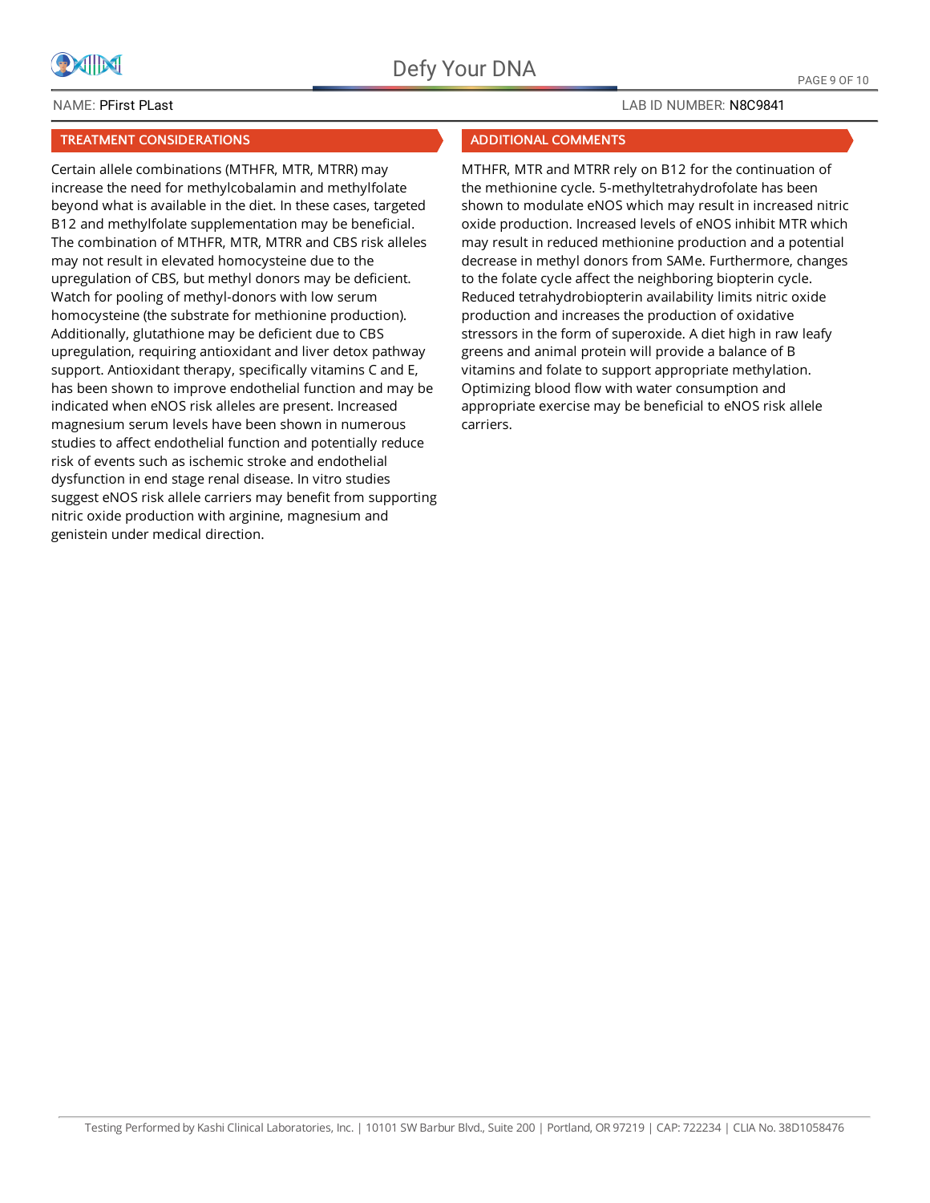NAME: PFirst PLast LAB ID NUMBER: N8C9841

## TREATMENT CONSIDERATIONS

Certain allele combinations (MTHFR, MTR, MTRR) may increase the need for methylcobalamin and methylfolate beyond what is available in the diet. In these cases, targeted B12 and methylfolate supplementation may be beneficial. The combination of MTHFR, MTR, MTRR and CBS risk alleles may not result in elevated homocysteine due to the upregulation of CBS, but methyl donors may be deficient. Watch for pooling of methyl-donors with low serum homocysteine (the substrate for methionine production). Additionally, glutathione may be deficient due to CBS upregulation, requiring antioxidant and liver detox pathway support. Antioxidant therapy, specifically vitamins C and E, has been shown to improve endothelial function and may be indicated when eNOS risk alleles are present. Increased magnesium serum levels have been shown in numerous studies to affect endothelial function and potentially reduce risk of events such as ischemic stroke and endothelial dysfunction in end stage renal disease. In vitro studies suggest eNOS risk allele carriers may benefit from supporting nitric oxide production with arginine, magnesium and genistein under medical direction.

## ADDITIONAL COMMENTS

MTHFR, MTR and MTRR rely on B12 for the continuation of the methionine cycle. 5-methyltetrahydrofolate has been shown to modulate eNOS which may result in increased nitric oxide production. Increased levels of eNOS inhibit MTR which may result in reduced methionine production and a potential decrease in methyl donors from SAMe. Furthermore, changes to the folate cycle affect the neighboring biopterin cycle. Reduced tetrahydrobiopterin availability limits nitric oxide production and increases the production of oxidative stressors in the form of superoxide. A diet high in raw leafy greens and animal protein will provide a balance of B vitamins and folate to support appropriate methylation. Optimizing blood flow with water consumption and appropriate exercise may be beneficial to eNOS risk allele carriers.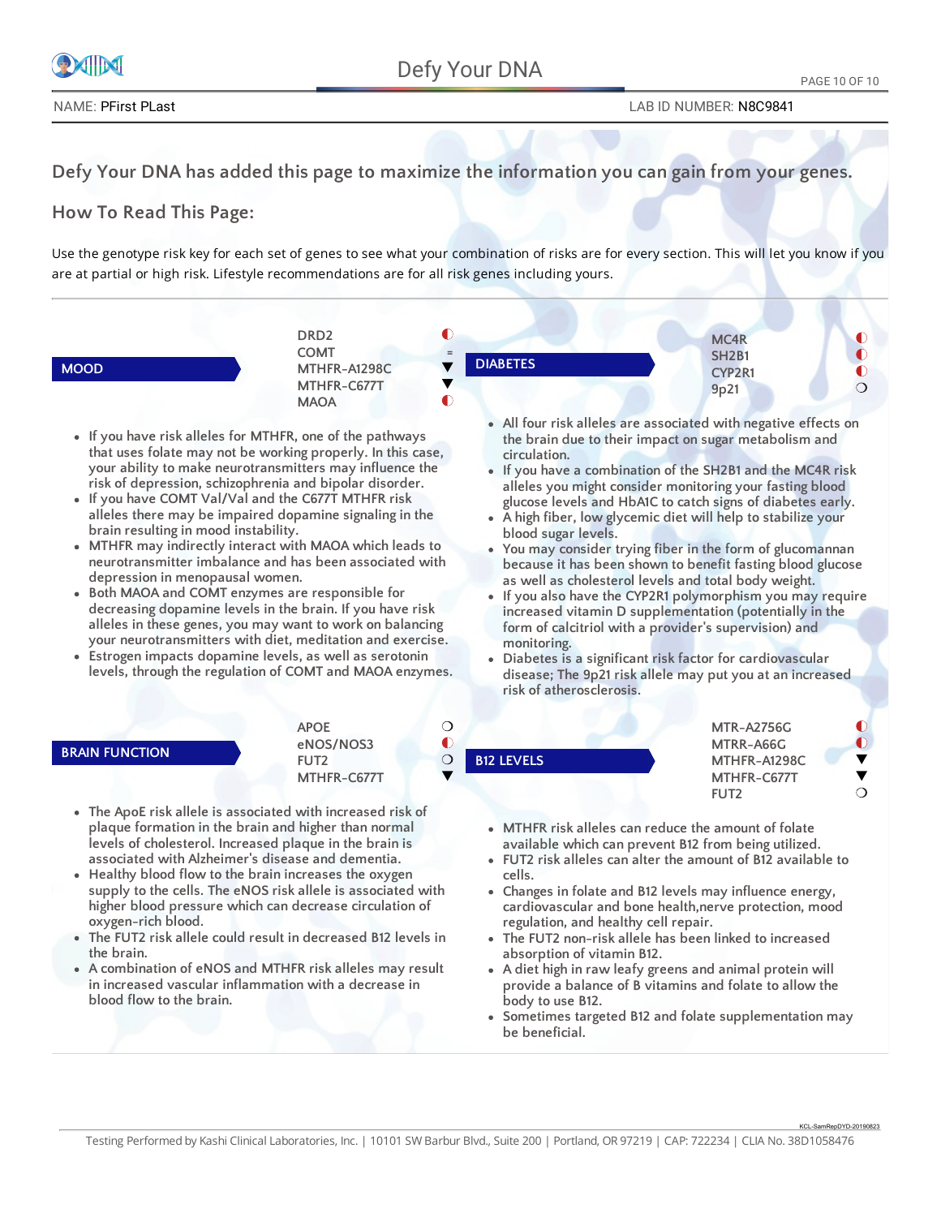NAME: PFirst PLast

LAB ID NUMBER: N8C9841

## Defy Your DNA has added this page to maximize the information you can gain from your genes.

### How To Read This Page:

Use the genotype risk key for each set of genes to see what your combination of risks are for every section. This will let you know if you are at partial or high risk. Lifestyle recommendations are for all risk genes including yours.

### MOOD

| Gene | Risk |
|---|---|
| DRD2 | ◐ |
| COMT | = |
| MTHFR-A1298C | ▼ |
| MTHFR-C677T | ▼ |
| MAOA | ◐ |

- If you have risk alleles for MTHFR, one of the pathways that uses folate may not be working properly. In this case, your ability to make neurotransmitters may influence the risk of depression, schizophrenia and bipolar disorder.
- If you have COMT Val/Val and the C677T MTHFR risk alleles there may be impaired dopamine signaling in the brain resulting in mood instability.
- MTHFR may indirectly interact with MAOA which leads to neurotransmitter imbalance and has been associated with depression in menopausal women.
- Both MAOA and COMT enzymes are responsible for decreasing dopamine levels in the brain. If you have risk alleles in these genes, you may want to work on balancing your neurotransmitters with diet, meditation and exercise.
- Estrogen impacts dopamine levels, as well as serotonin levels, through the regulation of COMT and MAOA enzymes.

### DIABETES

| Gene | Risk |
|---|---|
| MC4R | ◐ |
| SH2B1 | ◐ |
| CYP2R1 | ◐ |
| 9p21 | ○ |

- All four risk alleles are associated with negative effects on the brain due to their impact on sugar metabolism and circulation.
- If you have a combination of the SH2B1 and the MC4R risk alleles you might consider monitoring your fasting blood glucose levels and HbA1C to catch signs of diabetes early.
- A high fiber, low glycemic diet will help to stabilize your blood sugar levels.
- You may consider trying fiber in the form of glucomannan because it has been shown to benefit fasting blood glucose as well as cholesterol levels and total body weight.
- If you also have the CYP2R1 polymorphism you may require increased vitamin D supplementation (potentially in the form of calcitriol with a provider's supervision) and monitoring.
- Diabetes is a significant risk factor for cardiovascular disease; The 9p21 risk allele may put you at an increased risk of atherosclerosis.

### BRAIN FUNCTION

| Gene | Risk |
|---|---|
| APOE | ○ |
| eNOS/NOS3 | ◐ |
| FUT2 | ○ |
| MTHFR-C677T | ▼ |

- The ApoE risk allele is associated with increased risk of plaque formation in the brain and higher than normal levels of cholesterol. Increased plaque in the brain is associated with Alzheimer's disease and dementia.
- Healthy blood flow to the brain increases the oxygen supply to the cells. The eNOS risk allele is associated with higher blood pressure which can decrease circulation of oxygen-rich blood.
- The FUT2 risk allele could result in decreased B12 levels in the brain.
- A combination of eNOS and MTHFR risk alleles may result in increased vascular inflammation with a decrease in blood flow to the brain.

### B12 LEVELS

| Gene | Risk |
|---|---|
| MTR-A2756G | ◐ |
| MTRR-A66G | ◐ |
| MTHFR-A1298C | ▼ |
| MTHFR-C677T | ▼ |
| FUT2 | ○ |

- MTHFR risk alleles can reduce the amount of folate available which can prevent B12 from being utilized.
- FUT2 risk alleles can alter the amount of B12 available to cells.
- Changes in folate and B12 levels may influence energy, cardiovascular and bone health,nerve protection, mood regulation, and healthy cell repair.
- The FUT2 non-risk allele has been linked to increased absorption of vitamin B12.
- A diet high in raw leafy greens and animal protein will provide a balance of B vitamins and folate to allow the body to use B12.
- Sometimes targeted B12 and folate supplementation may be beneficial.

KCL-SamRepDYD-20190823

Testing Performed by Kashi Clinical Laboratories, Inc. | 10101 SW Barbur Blvd., Suite 200 | Portland, OR 97219 | CAP: 722234 | CLIA No. 38D1058476